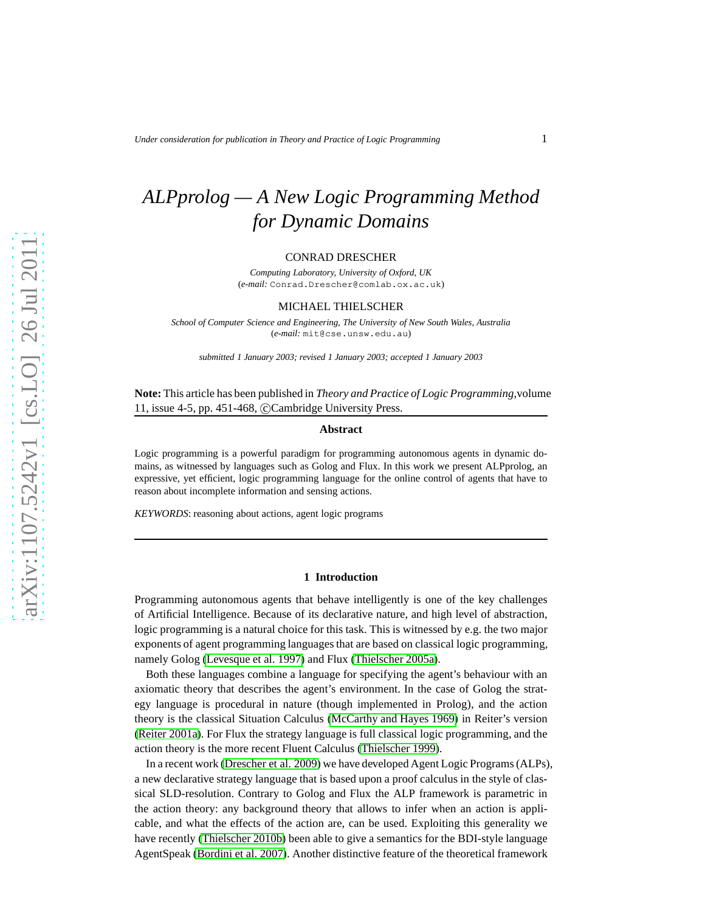# ALPprolog — A New Logic Programming Method for Dynamic Domains

CONRAD DRESCHER

*Computing Laboratory, University of Oxford, UK*
(*e-mail:* Conrad.Drescher@comlab.ox.ac.uk)

MICHAEL THIELSCHER

*School of Computer Science and Engineering, The University of New South Wales, Australia*
(*e-mail:* mit@cse.unsw.edu.au)

*submitted 1 January 2003; revised 1 January 2003; accepted 1 January 2003*

**Note:** This article has been published in *Theory and Practice of Logic Programming*, volume 11, issue 4-5, pp. 451-468, ©Cambridge University Press.

**Abstract**

Logic programming is a powerful paradigm for programming autonomous agents in dynamic domains, as witnessed by languages such as Golog and Flux. In this work we present ALPprolog, an expressive, yet efficient, logic programming language for the online control of agents that have to reason about incomplete information and sensing actions.

*KEYWORDS*: reasoning about actions, agent logic programs

## 1 Introduction

Programming autonomous agents that behave intelligently is one of the key challenges of Artificial Intelligence. Because of its declarative nature, and high level of abstraction, logic programming is a natural choice for this task. This is witnessed by e.g. the two major exponents of agent programming languages that are based on classical logic programming, namely Golog (Levesque et al. 1997) and Flux (Thielscher 2005a).

Both these languages combine a language for specifying the agent's behaviour with an axiomatic theory that describes the agent's environment. In the case of Golog the strategy language is procedural in nature (though implemented in Prolog), and the action theory is the classical Situation Calculus (McCarthy and Hayes 1969) in Reiter's version (Reiter 2001a). For Flux the strategy language is full classical logic programming, and the action theory is the more recent Fluent Calculus (Thielscher 1999).

In a recent work (Drescher et al. 2009) we have developed Agent Logic Programs (ALPs), a new declarative strategy language that is based upon a proof calculus in the style of classical SLD-resolution. Contrary to Golog and Flux the ALP framework is parametric in the action theory: any background theory that allows to infer when an action is applicable, and what the effects of the action are, can be used. Exploiting this generality we have recently (Thielscher 2010b) been able to give a semantics for the BDI-style language AgentSpeak (Bordini et al. 2007). Another distinctive feature of the theoretical framework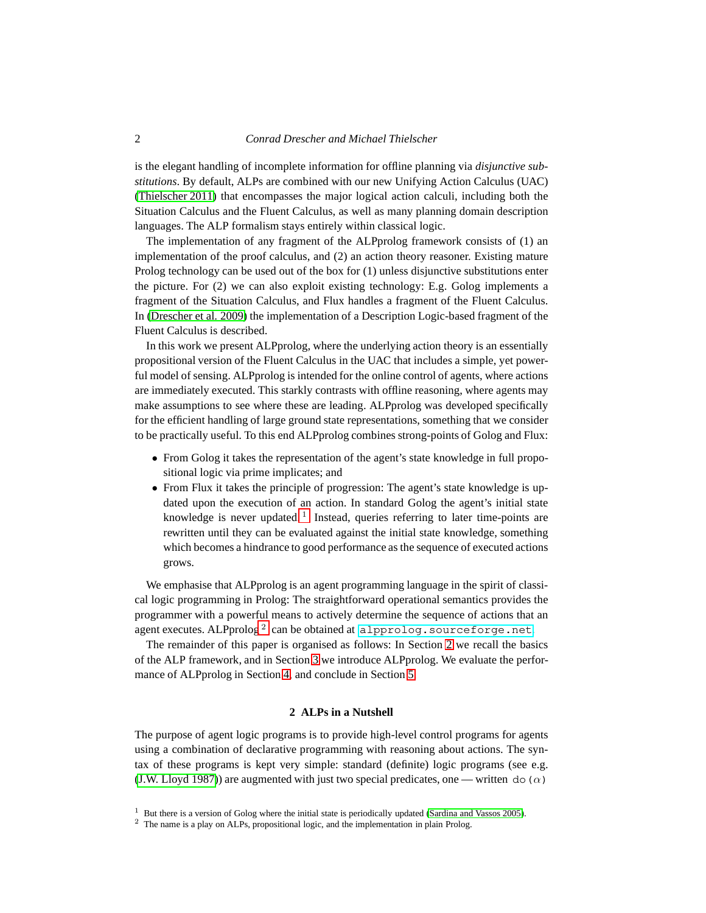is the elegant handling of incomplete information for offline planning via *disjunctive substitutions*. By default, ALPs are combined with our new Unifying Action Calculus (UAC) (Thielscher 2011) that encompasses the major logical action calculi, including both the Situation Calculus and the Fluent Calculus, as well as many planning domain description languages. The ALP formalism stays entirely within classical logic.

The implementation of any fragment of the ALPprolog framework consists of (1) an implementation of the proof calculus, and (2) an action theory reasoner. Existing mature Prolog technology can be used out of the box for (1) unless disjunctive substitutions enter the picture. For (2) we can also exploit existing technology: E.g. Golog implements a fragment of the Situation Calculus, and Flux handles a fragment of the Fluent Calculus. In (Drescher et al. 2009) the implementation of a Description Logic-based fragment of the Fluent Calculus is described.

In this work we present ALPprolog, where the underlying action theory is an essentially propositional version of the Fluent Calculus in the UAC that includes a simple, yet powerful model of sensing. ALPprolog is intended for the online control of agents, where actions are immediately executed. This starkly contrasts with offline reasoning, where agents may make assumptions to see where these are leading. ALPprolog was developed specifically for the efficient handling of large ground state representations, something that we consider to be practically useful. To this end ALPprolog combines strong-points of Golog and Flux:

- From Golog it takes the representation of the agent's state knowledge in full propositional logic via prime implicates; and
- From Flux it takes the principle of progression: The agent's state knowledge is updated upon the execution of an action. In standard Golog the agent's initial state knowledge is never updated.[1] Instead, queries referring to later time-points are rewritten until they can be evaluated against the initial state knowledge, something which becomes a hindrance to good performance as the sequence of executed actions grows.

We emphasise that ALPprolog is an agent programming language in the spirit of classical logic programming in Prolog: The straightforward operational semantics provides the programmer with a powerful means to actively determine the sequence of actions that an agent executes. ALPprolog[2] can be obtained at `alpprolog.sourceforge.net`.

The remainder of this paper is organised as follows: In Section 2 we recall the basics of the ALP framework, and in Section 3 we introduce ALPprolog. We evaluate the performance of ALPprolog in Section 4, and conclude in Section 5.

## 2 ALPs in a Nutshell

The purpose of agent logic programs is to provide high-level control programs for agents using a combination of declarative programming with reasoning about actions. The syntax of these programs is kept very simple: standard (definite) logic programs (see e.g. (J.W. Lloyd 1987)) are augmented with just two special predicates, one — written `do(`$\alpha$`)`

[1] But there is a version of Golog where the initial state is periodically updated (Sardina and Vassos 2005).
[2] The name is a play on ALPs, propositional logic, and the implementation in plain Prolog.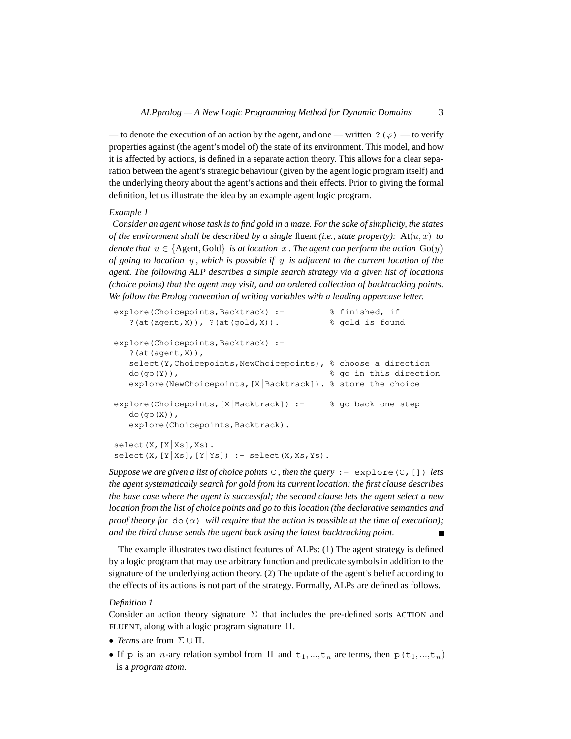— to denote the execution of an action by the agent, and one — written `?(`$\varphi$`)` — to verify properties against (the agent's model of) the state of its environment. This model, and how it is affected by actions, is defined in a separate action theory. This allows for a clear separation between the agent's strategic behaviour (given by the agent logic program itself) and the underlying theory about the agent's actions and their effects. Prior to giving the formal definition, let us illustrate the idea by an example agent logic program.

*Example 1*

*Consider an agent whose task is to find gold in a maze. For the sake of simplicity, the states of the environment shall be described by a single* fluent *(i.e., state property):* $\mathrm{At}(u, x)$ *to denote that* $u \in \{\mathrm{Agent}, \mathrm{Gold}\}$ *is at location* $x$*. The agent can perform the action* $\mathrm{Go}(y)$ *of going to location* $y$*, which is possible if* $y$ *is adjacent to the current location of the agent. The following ALP describes a simple search strategy via a given list of locations (choice points) that the agent may visit, and an ordered collection of backtracking points. We follow the Prolog convention of writing variables with a leading uppercase letter.*

```
explore(Choicepoints,Backtrack) :-          % finished, if
   ?(at(agent,X)), ?(at(gold,X)).           % gold is found

explore(Choicepoints,Backtrack) :-
   ?(at(agent,X)),
   select(Y,Choicepoints,NewChoicepoints), % choose a direction
   do(go(Y)),                              % go in this direction
   explore(NewChoicepoints,[X|Backtrack]). % store the choice

explore(Choicepoints,[X|Backtrack]) :-      % go back one step
   do(go(X)),
   explore(Choicepoints,Backtrack).

select(X,[X|Xs],Xs).
select(X,[Y|Xs],[Y|Ys]) :- select(X,Xs,Ys).
```

*Suppose we are given a list of choice points* `C`*, then the query* `:- explore(C,[])` *lets the agent systematically search for gold from its current location: the first clause describes the base case where the agent is successful; the second clause lets the agent select a new location from the list of choice points and go to this location (the declarative semantics and proof theory for* `do(`$\alpha$`)` *will require that the action is possible at the time of execution); and the third clause sends the agent back using the latest backtracking point.* ■

The example illustrates two distinct features of ALPs: (1) The agent strategy is defined by a logic program that may use arbitrary function and predicate symbols in addition to the signature of the underlying action theory. (2) The update of the agent's belief according to the effects of its actions is not part of the strategy. Formally, ALPs are defined as follows.

*Definition 1*

Consider an action theory signature $\Sigma$ that includes the pre-defined sorts ACTION and FLUENT, along with a logic program signature $\Pi$.

- *Terms* are from $\Sigma \cup \Pi$.
- If `p` is an $n$-ary relation symbol from $\Pi$ and $\mathtt{t}_1, \ldots, \mathtt{t}_n$ are terms, then $\mathtt{p}(\mathtt{t}_1, \ldots, \mathtt{t}_n)$ is a *program atom*.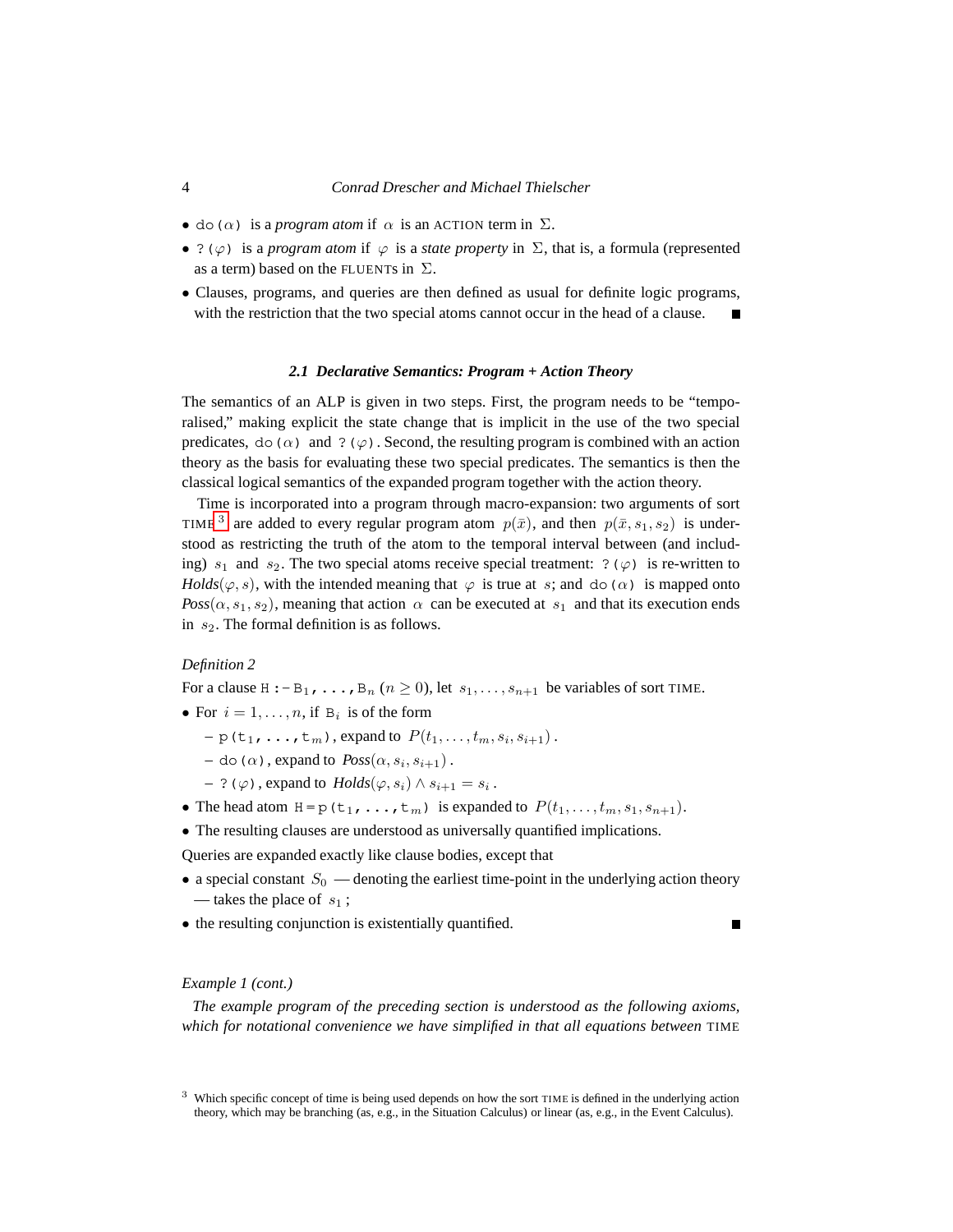- `do(`$\alpha$`)` is a *program atom* if $\alpha$ is an ACTION term in $\Sigma$.
- `?(`$\varphi$`)` is a *program atom* if $\varphi$ is a *state property* in $\Sigma$, that is, a formula (represented as a term) based on the FLUENTS in $\Sigma$.
- Clauses, programs, and queries are then defined as usual for definite logic programs, with the restriction that the two special atoms cannot occur in the head of a clause. ■

### 2.1 Declarative Semantics: Program + Action Theory

The semantics of an ALP is given in two steps. First, the program needs to be "temporalised," making explicit the state change that is implicit in the use of the two special predicates, `do(`$\alpha$`)` and `?(`$\varphi$`)`. Second, the resulting program is combined with an action theory as the basis for evaluating these two special predicates. The semantics is then the classical logical semantics of the expanded program together with the action theory.

Time is incorporated into a program through macro-expansion: two arguments of sort TIME[3] are added to every regular program atom $p(\bar{x})$, and then $p(\bar{x}, s_1, s_2)$ is understood as restricting the truth of the atom to the temporal interval between (and including) $s_1$ and $s_2$. The two special atoms receive special treatment: `?(`$\varphi$`)` is re-written to *Holds*$(\varphi, s)$, with the intended meaning that $\varphi$ is true at $s$; and `do(`$\alpha$`)` is mapped onto *Poss*$(\alpha, s_1, s_2)$, meaning that action $\alpha$ can be executed at $s_1$ and that its execution ends in $s_2$. The formal definition is as follows.

*Definition 2*

For a clause `H :- B`$_1$`, ..., B`$_n$ ($n \geq 0$), let $s_1, \ldots, s_{n+1}$ be variables of sort TIME.

- For $i = 1, \ldots, n$, if `B`$_i$ is of the form
  - `p(t`$_1$`, ..., t`$_m$`)`, expand to $P(t_1, \ldots, t_m, s_i, s_{i+1})$.
  - `do(`$\alpha$`)`, expand to *Poss*$(\alpha, s_i, s_{i+1})$.
  - `?(`$\varphi$`)`, expand to *Holds*$(\varphi, s_i) \wedge s_{i+1} = s_i$.
- The head atom `H = p(t`$_1$`, ..., t`$_m$`)` is expanded to $P(t_1, \ldots, t_m, s_1, s_{n+1})$.
- The resulting clauses are understood as universally quantified implications.

Queries are expanded exactly like clause bodies, except that

- a special constant $S_0$ — denoting the earliest time-point in the underlying action theory — takes the place of $s_1$;
- the resulting conjunction is existentially quantified. ■

*Example 1 (cont.)*

*The example program of the preceding section is understood as the following axioms, which for notational convenience we have simplified in that all equations between* TIME

[3] Which specific concept of time is being used depends on how the sort TIME is defined in the underlying action theory, which may be branching (as, e.g., in the Situation Calculus) or linear (as, e.g., in the Event Calculus).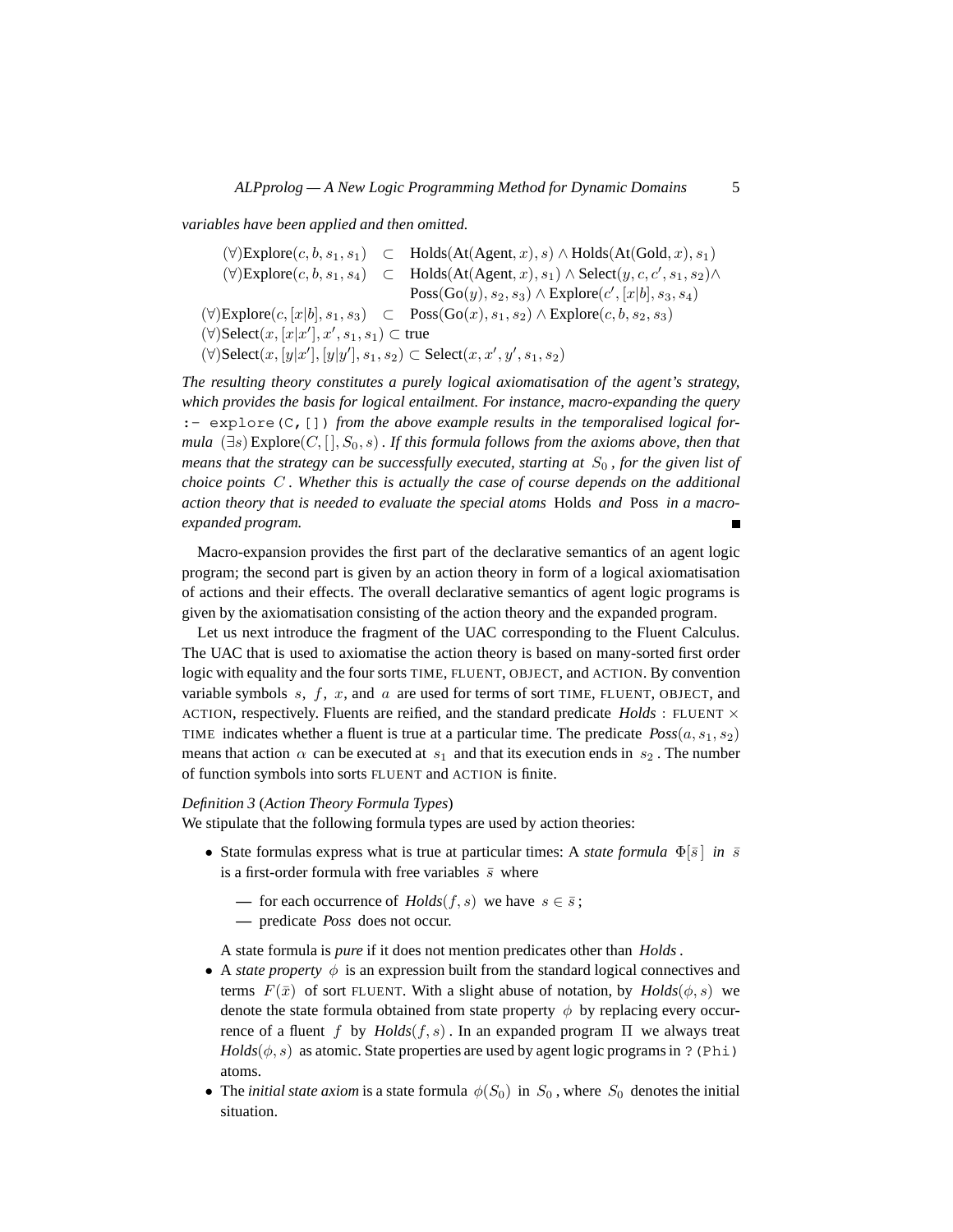*variables have been applied and then omitted.*

$$
\begin{array}{lcl}
(\forall)\text{Explore}(c, b, s_1, s_1) & \subset & \text{Holds}(\text{At}(\text{Agent}, x), s) \wedge \text{Holds}(\text{At}(\text{Gold}, x), s_1) \\
(\forall)\text{Explore}(c, b, s_1, s_4) & \subset & \text{Holds}(\text{At}(\text{Agent}, x), s_1) \wedge \text{Select}(y, c, c', s_1, s_2) \wedge \\
 & & \text{Poss}(\text{Go}(y), s_2, s_3) \wedge \text{Explore}(c', [x|b], s_3, s_4) \\
(\forall)\text{Explore}(c, [x|b], s_1, s_3) & \subset & \text{Poss}(\text{Go}(x), s_1, s_2) \wedge \text{Explore}(c, b, s_2, s_3) \\
\multicolumn{3}{l}{(\forall)\text{Select}(x, [x|x'], x', s_1, s_1) \subset \text{true}} \\
\multicolumn{3}{l}{(\forall)\text{Select}(x, [y|x'], [y|y'], s_1, s_2) \subset \text{Select}(x, x', y', s_1, s_2)}
\end{array}
$$

*The resulting theory constitutes a purely logical axiomatisation of the agent's strategy, which provides the basis for logical entailment. For instance, macro-expanding the query* `:- explore(C,[])` *from the above example results in the temporalised logical formula* $(\exists s)\,\text{Explore}(C, [\,], S_0, s)$ *. If this formula follows from the axioms above, then that means that the strategy can be successfully executed, starting at* $S_0$ *, for the given list of choice points* $C$ *. Whether this is actually the case of course depends on the additional action theory that is needed to evaluate the special atoms* Holds *and* Poss *in a macro-expanded program.* ∎

Macro-expansion provides the first part of the declarative semantics of an agent logic program; the second part is given by an action theory in form of a logical axiomatisation of actions and their effects. The overall declarative semantics of agent logic programs is given by the axiomatisation consisting of the action theory and the expanded program.

Let us next introduce the fragment of the UAC corresponding to the Fluent Calculus. The UAC that is used to axiomatise the action theory is based on many-sorted first order logic with equality and the four sorts TIME, FLUENT, OBJECT, and ACTION. By convention variable symbols $s$, $f$, $x$, and $a$ are used for terms of sort TIME, FLUENT, OBJECT, and ACTION, respectively. Fluents are reified, and the standard predicate *Holds* : FLUENT × TIME indicates whether a fluent is true at a particular time. The predicate $\mathit{Poss}(a, s_1, s_2)$ means that action $\alpha$ can be executed at $s_1$ and that its execution ends in $s_2$. The number of function symbols into sorts FLUENT and ACTION is finite.

*Definition 3* (*Action Theory Formula Types*)
We stipulate that the following formula types are used by action theories:

- State formulas express what is true at particular times: A *state formula* $\Phi[\bar{s}]$ *in* $\bar{s}$ is a first-order formula with free variables $\bar{s}$ where
  - — for each occurrence of $\mathit{Holds}(f, s)$ we have $s \in \bar{s}$;
  - — predicate *Poss* does not occur.

  A state formula is *pure* if it does not mention predicates other than *Holds*.
- A *state property* $\phi$ is an expression built from the standard logical connectives and terms $F(\bar{x})$ of sort FLUENT. With a slight abuse of notation, by $\mathit{Holds}(\phi, s)$ we denote the state formula obtained from state property $\phi$ by replacing every occurrence of a fluent $f$ by $\mathit{Holds}(f, s)$. In an expanded program $\Pi$ we always treat $\mathit{Holds}(\phi, s)$ as atomic. State properties are used by agent logic programs in `?(Phi)` atoms.
- The *initial state axiom* is a state formula $\phi(S_0)$ in $S_0$, where $S_0$ denotes the initial situation.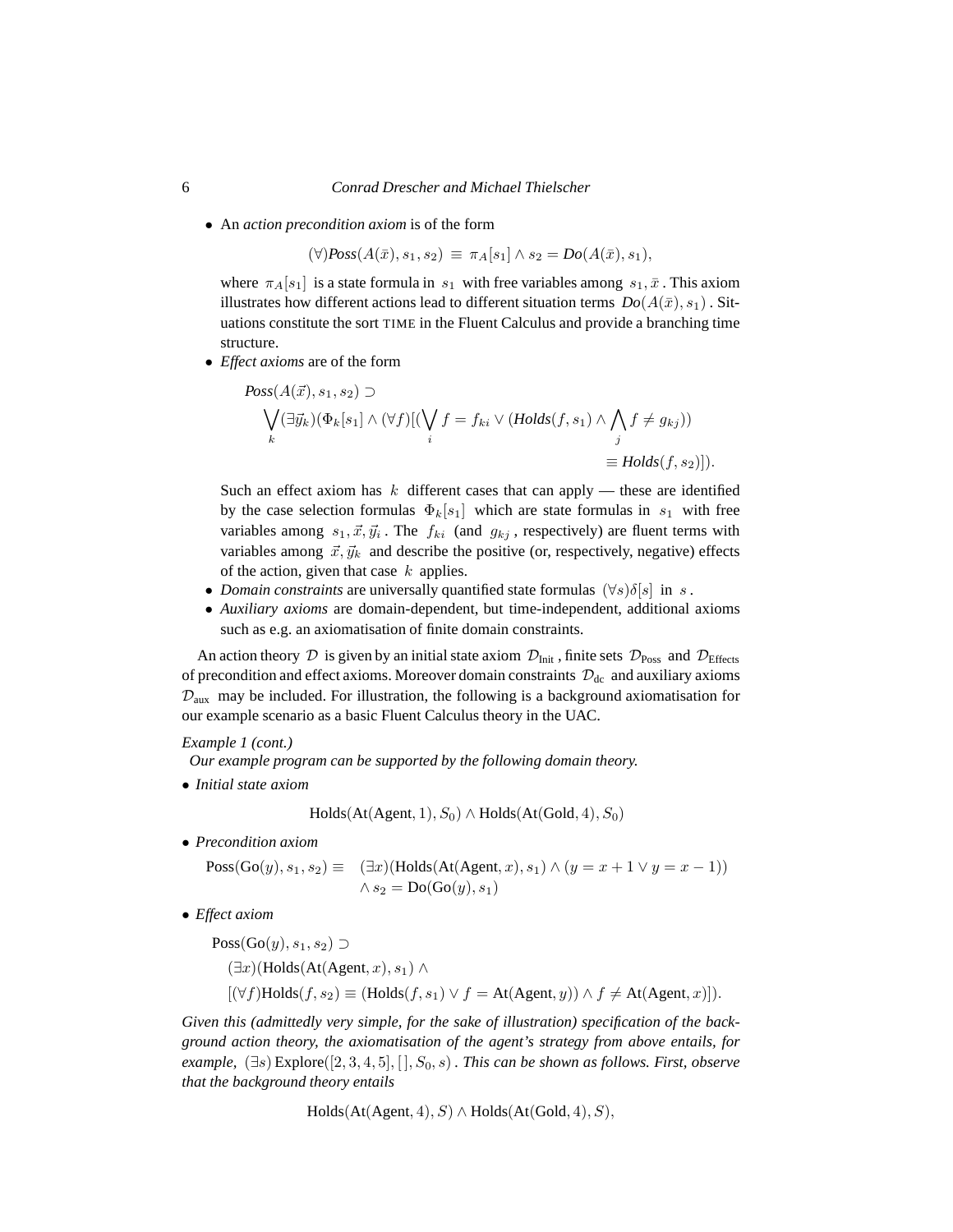- An *action precondition axiom* is of the form

$$(\forall)\mathit{Poss}(A(\bar{x}), s_1, s_2) \equiv \pi_A[s_1] \wedge s_2 = \mathit{Do}(A(\bar{x}), s_1),$$

  where $\pi_A[s_1]$ is a state formula in $s_1$ with free variables among $s_1, \bar{x}$. This axiom illustrates how different actions lead to different situation terms $\mathit{Do}(A(\bar{x}), s_1)$. Situations constitute the sort TIME in the Fluent Calculus and provide a branching time structure.

- *Effect axioms* are of the form

$$\begin{aligned}
&\mathit{Poss}(A(\vec{x}), s_1, s_2) \supset \\
&\quad \bigvee_k (\exists \vec{y}_k)(\Phi_k[s_1] \wedge (\forall f)[(\bigvee_i f = f_{ki} \vee (\mathit{Holds}(f, s_1) \wedge \bigwedge_j f \neq g_{kj})) \\
&\qquad\qquad\qquad\qquad\qquad\qquad\qquad\qquad\qquad \equiv \mathit{Holds}(f, s_2)]).
\end{aligned}$$

  Such an effect axiom has $k$ different cases that can apply — these are identified by the case selection formulas $\Phi_k[s_1]$ which are state formulas in $s_1$ with free variables among $s_1, \vec{x}, \vec{y}_i$. The $f_{ki}$ (and $g_{kj}$, respectively) are fluent terms with variables among $\vec{x}, \vec{y}_k$ and describe the positive (or, respectively, negative) effects of the action, given that case $k$ applies.

- *Domain constraints* are universally quantified state formulas $(\forall s)\delta[s]$ in $s$.
- *Auxiliary axioms* are domain-dependent, but time-independent, additional axioms such as e.g. an axiomatisation of finite domain constraints.

An action theory $\mathcal{D}$ is given by an initial state axiom $\mathcal{D}_{\text{Init}}$, finite sets $\mathcal{D}_{\text{Poss}}$ and $\mathcal{D}_{\text{Effects}}$ of precondition and effect axioms. Moreover domain constraints $\mathcal{D}_{\text{dc}}$ and auxiliary axioms $\mathcal{D}_{\text{aux}}$ may be included. For illustration, the following is a background axiomatisation for our example scenario as a basic Fluent Calculus theory in the UAC.

*Example 1 (cont.)*
*Our example program can be supported by the following domain theory.*

- *Initial state axiom*

$$\text{Holds}(\text{At}(\text{Agent}, 1), S_0) \wedge \text{Holds}(\text{At}(\text{Gold}, 4), S_0)$$

- *Precondition axiom*

$$\begin{aligned}
\text{Poss}(\text{Go}(y), s_1, s_2) \equiv \quad & (\exists x)(\text{Holds}(\text{At}(\text{Agent}, x), s_1) \wedge (y = x + 1 \vee y = x - 1)) \\
& \wedge s_2 = \text{Do}(\text{Go}(y), s_1)
\end{aligned}$$

- *Effect axiom*

$$\begin{aligned}
&\text{Poss}(\text{Go}(y), s_1, s_2) \supset \\
&\quad (\exists x)(\text{Holds}(\text{At}(\text{Agent}, x), s_1) \wedge \\
&\quad [(\forall f)\text{Holds}(f, s_2) \equiv (\text{Holds}(f, s_1) \vee f = \text{At}(\text{Agent}, y)) \wedge f \neq \text{At}(\text{Agent}, x)]).
\end{aligned}$$

*Given this (admittedly very simple, for the sake of illustration) specification of the background action theory, the axiomatisation of the agent's strategy from above entails, for example,* $(\exists s)\,\text{Explore}([2, 3, 4, 5], [\,], S_0, s)$. *This can be shown as follows. First, observe that the background theory entails*

$$\text{Holds}(\text{At}(\text{Agent}, 4), S) \wedge \text{Holds}(\text{At}(\text{Gold}, 4), S),$$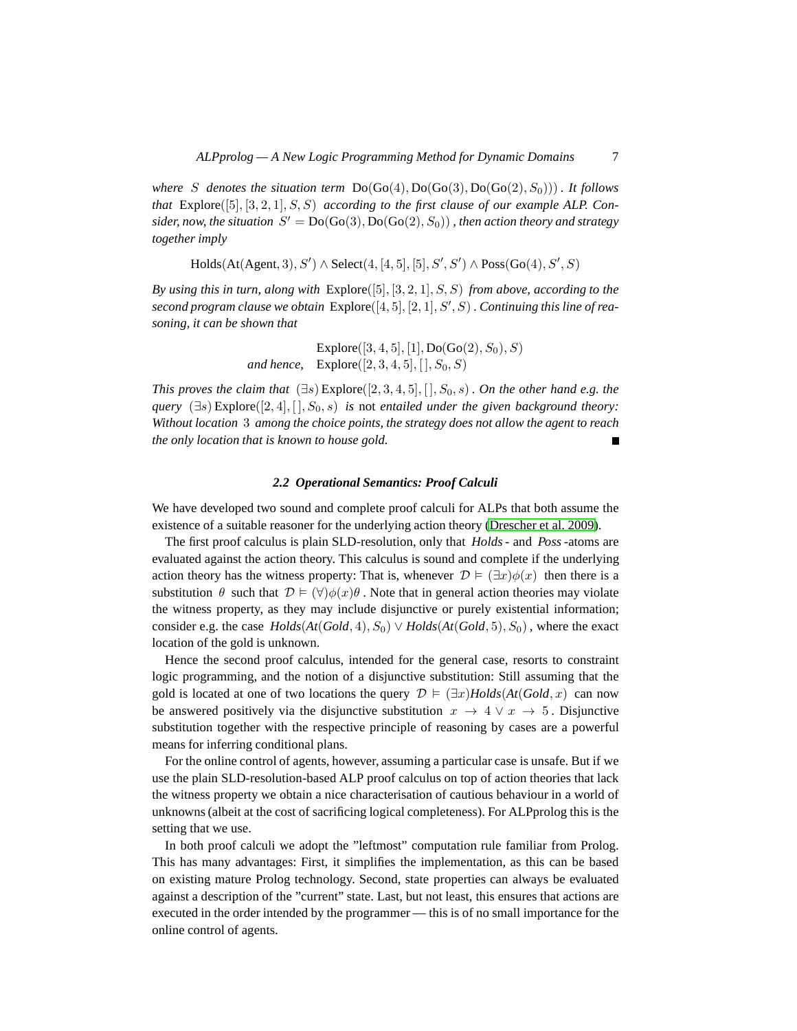*where* $S$ *denotes the situation term* $\mathrm{Do}(\mathrm{Go}(4), \mathrm{Do}(\mathrm{Go}(3), \mathrm{Do}(\mathrm{Go}(2), S_0)))$ *. It follows that* $\mathrm{Explore}([5], [3, 2, 1], S, S)$ *according to the first clause of our example ALP. Consider, now, the situation* $S' = \mathrm{Do}(\mathrm{Go}(3), \mathrm{Do}(\mathrm{Go}(2), S_0))$ *, then action theory and strategy together imply*

$$\mathrm{Holds}(\mathrm{At}(\mathrm{Agent}, 3), S') \wedge \mathrm{Select}(4, [4, 5], [5], S', S') \wedge \mathrm{Poss}(\mathrm{Go}(4), S', S)$$

*By using this in turn, along with* $\mathrm{Explore}([5], [3, 2, 1], S, S)$ *from above, according to the second program clause we obtain* $\mathrm{Explore}([4, 5], [2, 1], S', S)$ *. Continuing this line of reasoning, it can be shown that*

$$\begin{array}{rl} & \mathrm{Explore}([3, 4, 5], [1], \mathrm{Do}(\mathrm{Go}(2), S_0), S) \\ \textit{and hence,} & \mathrm{Explore}([2, 3, 4, 5], [\,], S_0, S) \end{array}$$

*This proves the claim that* $(\exists s)\, \mathrm{Explore}([2, 3, 4, 5], [\,], S_0, s)$ *. On the other hand e.g. the query* $(\exists s)\, \mathrm{Explore}([2, 4], [\,], S_0, s)$ *is* not *entailed under the given background theory: Without location* $3$ *among the choice points, the strategy does not allow the agent to reach the only location that is known to house gold.* ∎

### 2.2 Operational Semantics: Proof Calculi

We have developed two sound and complete proof calculi for ALPs that both assume the existence of a suitable reasoner for the underlying action theory (Drescher et al. 2009).

The first proof calculus is plain SLD-resolution, only that *Holds*- and *Poss*-atoms are evaluated against the action theory. This calculus is sound and complete if the underlying action theory has the witness property: That is, whenever $\mathcal{D} \vDash (\exists x)\phi(x)$ then there is a substitution $\theta$ such that $\mathcal{D} \vDash (\forall)\phi(x)\theta$ . Note that in general action theories may violate the witness property, as they may include disjunctive or purely existential information; consider e.g. the case $\mathit{Holds}(\mathit{At}(\mathit{Gold}, 4), S_0) \vee \mathit{Holds}(\mathit{At}(\mathit{Gold}, 5), S_0)$ , where the exact location of the gold is unknown.

Hence the second proof calculus, intended for the general case, resorts to constraint logic programming, and the notion of a disjunctive substitution: Still assuming that the gold is located at one of two locations the query $\mathcal{D} \vDash (\exists x)\mathit{Holds}(\mathit{At}(\mathit{Gold}, x)$ can now be answered positively via the disjunctive substitution $x \rightarrow 4 \vee x \rightarrow 5$ . Disjunctive substitution together with the respective principle of reasoning by cases are a powerful means for inferring conditional plans.

For the online control of agents, however, assuming a particular case is unsafe. But if we use the plain SLD-resolution-based ALP proof calculus on top of action theories that lack the witness property we obtain a nice characterisation of cautious behaviour in a world of unknowns (albeit at the cost of sacrificing logical completeness). For ALPprolog this is the setting that we use.

In both proof calculi we adopt the "leftmost" computation rule familiar from Prolog. This has many advantages: First, it simplifies the implementation, as this can be based on existing mature Prolog technology. Second, state properties can always be evaluated against a description of the "current" state. Last, but not least, this ensures that actions are executed in the order intended by the programmer — this is of no small importance for the online control of agents.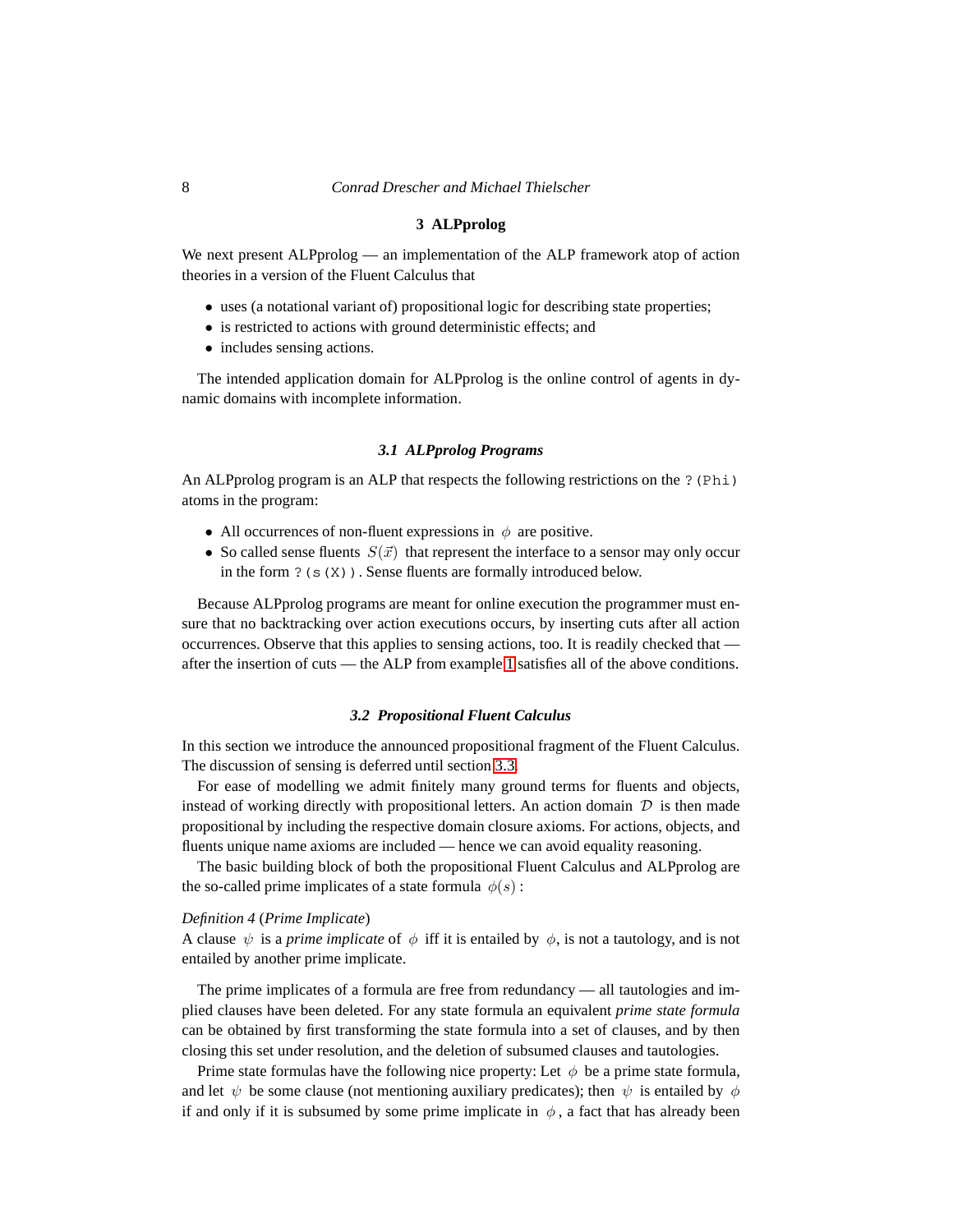## 3 ALPprolog

We next present ALPprolog — an implementation of the ALP framework atop of action theories in a version of the Fluent Calculus that

- uses (a notational variant of) propositional logic for describing state properties;
- is restricted to actions with ground deterministic effects; and
- includes sensing actions.

The intended application domain for ALPprolog is the online control of agents in dynamic domains with incomplete information.

### 3.1 ALPprolog Programs

An ALPprolog program is an ALP that respects the following restrictions on the `?(Phi)` atoms in the program:

- All occurrences of non-fluent expressions in $\phi$ are positive.
- So called sense fluents $S(\vec{x})$ that represent the interface to a sensor may only occur in the form `?(s(X))`. Sense fluents are formally introduced below.

Because ALPprolog programs are meant for online execution the programmer must ensure that no backtracking over action executions occurs, by inserting cuts after all action occurrences. Observe that this applies to sensing actions, too. It is readily checked that — after the insertion of cuts — the ALP from example 1 satisfies all of the above conditions.

### 3.2 Propositional Fluent Calculus

In this section we introduce the announced propositional fragment of the Fluent Calculus. The discussion of sensing is deferred until section 3.3.

For ease of modelling we admit finitely many ground terms for fluents and objects, instead of working directly with propositional letters. An action domain $\mathcal{D}$ is then made propositional by including the respective domain closure axioms. For actions, objects, and fluents unique name axioms are included — hence we can avoid equality reasoning.

The basic building block of both the propositional Fluent Calculus and ALPprolog are the so-called prime implicates of a state formula $\phi(s)$ :

*Definition 4* (*Prime Implicate*)
A clause $\psi$ is a *prime implicate* of $\phi$ iff it is entailed by $\phi$, is not a tautology, and is not entailed by another prime implicate.

The prime implicates of a formula are free from redundancy — all tautologies and implied clauses have been deleted. For any state formula an equivalent *prime state formula* can be obtained by first transforming the state formula into a set of clauses, and by then closing this set under resolution, and the deletion of subsumed clauses and tautologies.

Prime state formulas have the following nice property: Let $\phi$ be a prime state formula, and let $\psi$ be some clause (not mentioning auxiliary predicates); then $\psi$ is entailed by $\phi$ if and only if it is subsumed by some prime implicate in $\phi$, a fact that has already been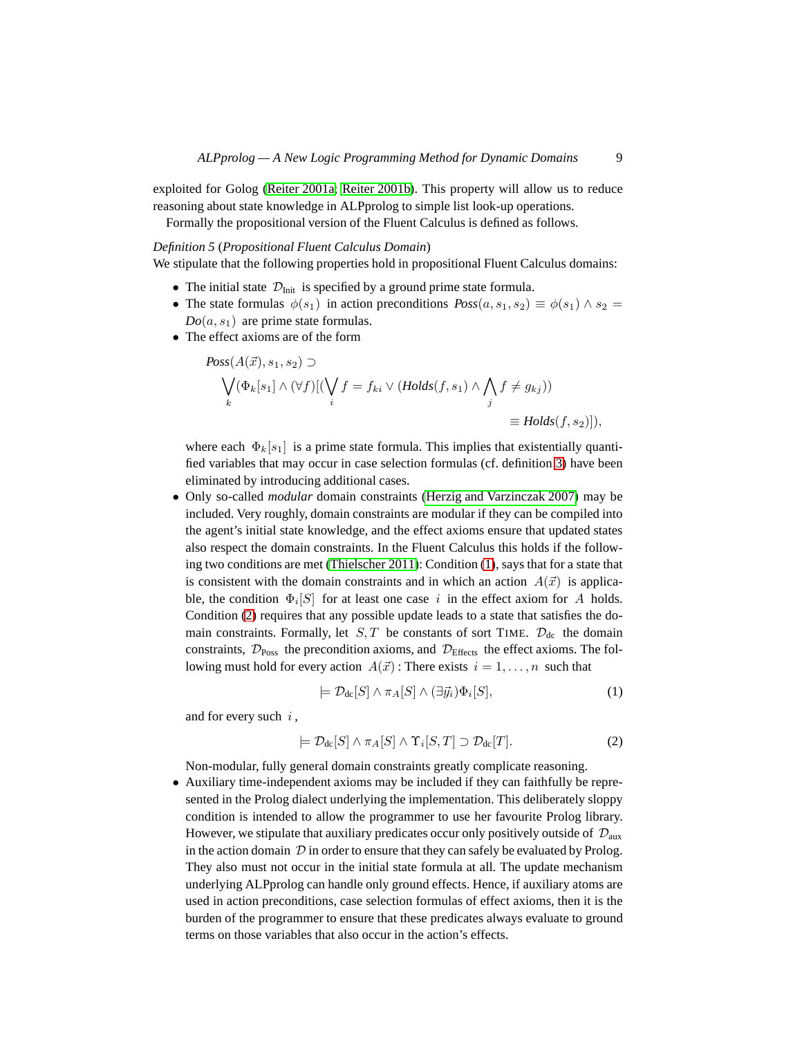exploited for Golog (Reiter 2001a; Reiter 2001b). This property will allow us to reduce reasoning about state knowledge in ALPprolog to simple list look-up operations.

Formally the propositional version of the Fluent Calculus is defined as follows.

*Definition 5* (*Propositional Fluent Calculus Domain*)
We stipulate that the following properties hold in propositional Fluent Calculus domains:

- The initial state $\mathcal{D}_{\text{Init}}$ is specified by a ground prime state formula.
- The state formulas $\phi(s_1)$ in action preconditions $\mathit{Poss}(a, s_1, s_2) \equiv \phi(s_1) \wedge s_2 = \mathit{Do}(a, s_1)$ are prime state formulas.
- The effect axioms are of the form

$$
\begin{aligned}
&\mathit{Poss}(A(\vec{x}), s_1, s_2) \supset \\
&\quad \bigvee_k (\Phi_k[s_1] \wedge (\forall f)[(\bigvee_i f = f_{ki} \vee (\mathit{Holds}(f, s_1) \wedge \bigwedge_j f \neq g_{kj})) \\
&\qquad\qquad\qquad\qquad\qquad\qquad\qquad \equiv \mathit{Holds}(f, s_2)]),
\end{aligned}
$$

  where each $\Phi_k[s_1]$ is a prime state formula. This implies that existentially quantified variables that may occur in case selection formulas (cf. definition 3) have been eliminated by introducing additional cases.
- Only so-called *modular* domain constraints (Herzig and Varzinczak 2007) may be included. Very roughly, domain constraints are modular if they can be compiled into the agent's initial state knowledge, and the effect axioms ensure that updated states also respect the domain constraints. In the Fluent Calculus this holds if the following two conditions are met (Thielscher 2011): Condition (1), says that for a state that is consistent with the domain constraints and in which an action $A(\vec{x})$ is applicable, the condition $\Phi_i[S]$ for at least one case $i$ in the effect axiom for $A$ holds. Condition (2) requires that any possible update leads to a state that satisfies the domain constraints. Formally, let $S, T$ be constants of sort TIME. $\mathcal{D}_{\text{dc}}$ the domain constraints, $\mathcal{D}_{\text{Poss}}$ the precondition axioms, and $\mathcal{D}_{\text{Effects}}$ the effect axioms. The following must hold for every action $A(\vec{x})$ : There exists $i = 1, \ldots, n$ such that

$$\models \mathcal{D}_{\text{dc}}[S] \wedge \pi_A[S] \wedge (\exists \vec{y_i})\Phi_i[S], \tag{1}$$

  and for every such $i$ ,

$$\models \mathcal{D}_{\text{dc}}[S] \wedge \pi_A[S] \wedge \Upsilon_i[S, T] \supset \mathcal{D}_{\text{dc}}[T]. \tag{2}$$

  Non-modular, fully general domain constraints greatly complicate reasoning.
- Auxiliary time-independent axioms may be included if they can faithfully be represented in the Prolog dialect underlying the implementation. This deliberately sloppy condition is intended to allow the programmer to use her favourite Prolog library. However, we stipulate that auxiliary predicates occur only positively outside of $\mathcal{D}_{\text{aux}}$ in the action domain $\mathcal{D}$ in order to ensure that they can safely be evaluated by Prolog. They also must not occur in the initial state formula at all. The update mechanism underlying ALPprolog can handle only ground effects. Hence, if auxiliary atoms are used in action preconditions, case selection formulas of effect axioms, then it is the burden of the programmer to ensure that these predicates always evaluate to ground terms on those variables that also occur in the action's effects.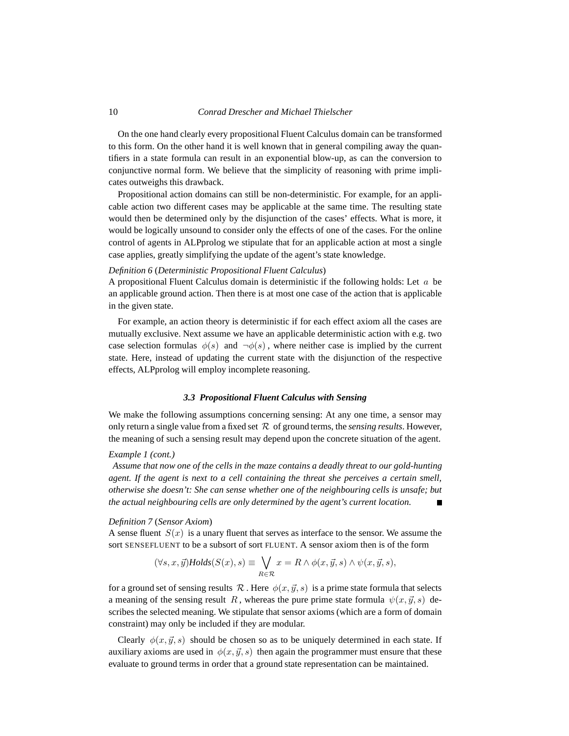On the one hand clearly every propositional Fluent Calculus domain can be transformed to this form. On the other hand it is well known that in general compiling away the quantifiers in a state formula can result in an exponential blow-up, as can the conversion to conjunctive normal form. We believe that the simplicity of reasoning with prime implicates outweighs this drawback.

Propositional action domains can still be non-deterministic. For example, for an applicable action two different cases may be applicable at the same time. The resulting state would then be determined only by the disjunction of the cases' effects. What is more, it would be logically unsound to consider only the effects of one of the cases. For the online control of agents in ALPprolog we stipulate that for an applicable action at most a single case applies, greatly simplifying the update of the agent's state knowledge.

*Definition 6* (*Deterministic Propositional Fluent Calculus*)
A propositional Fluent Calculus domain is deterministic if the following holds: Let $a$ be an applicable ground action. Then there is at most one case of the action that is applicable in the given state.

For example, an action theory is deterministic if for each effect axiom all the cases are mutually exclusive. Next assume we have an applicable deterministic action with e.g. two case selection formulas $\phi(s)$ and $\neg\phi(s)$, where neither case is implied by the current state. Here, instead of updating the current state with the disjunction of the respective effects, ALPprolog will employ incomplete reasoning.

### *3.3 Propositional Fluent Calculus with Sensing*

We make the following assumptions concerning sensing: At any one time, a sensor may only return a single value from a fixed set $\mathcal{R}$ of ground terms, the *sensing results*. However, the meaning of such a sensing result may depend upon the concrete situation of the agent.

*Example 1 (cont.)*
*Assume that now one of the cells in the maze contains a deadly threat to our gold-hunting agent. If the agent is next to a cell containing the threat she perceives a certain smell, otherwise she doesn't: She can sense whether one of the neighbouring cells is unsafe; but the actual neighbouring cells are only determined by the agent's current location.* ■

*Definition 7* (*Sensor Axiom*)
A sense fluent $S(x)$ is a unary fluent that serves as interface to the sensor. We assume the sort SENSEFLUENT to be a subsort of sort FLUENT. A sensor axiom then is of the form

$$(\forall s, x, \vec{y})\mathit{Holds}(S(x), s) \equiv \bigvee_{R \in \mathcal{R}} x = R \wedge \phi(x, \vec{y}, s) \wedge \psi(x, \vec{y}, s),$$

for a ground set of sensing results $\mathcal{R}$. Here $\phi(x, \vec{y}, s)$ is a prime state formula that selects a meaning of the sensing result $R$, whereas the pure prime state formula $\psi(x, \vec{y}, s)$ describes the selected meaning. We stipulate that sensor axioms (which are a form of domain constraint) may only be included if they are modular.

Clearly $\phi(x, \vec{y}, s)$ should be chosen so as to be uniquely determined in each state. If auxiliary axioms are used in $\phi(x, \vec{y}, s)$ then again the programmer must ensure that these evaluate to ground terms in order that a ground state representation can be maintained.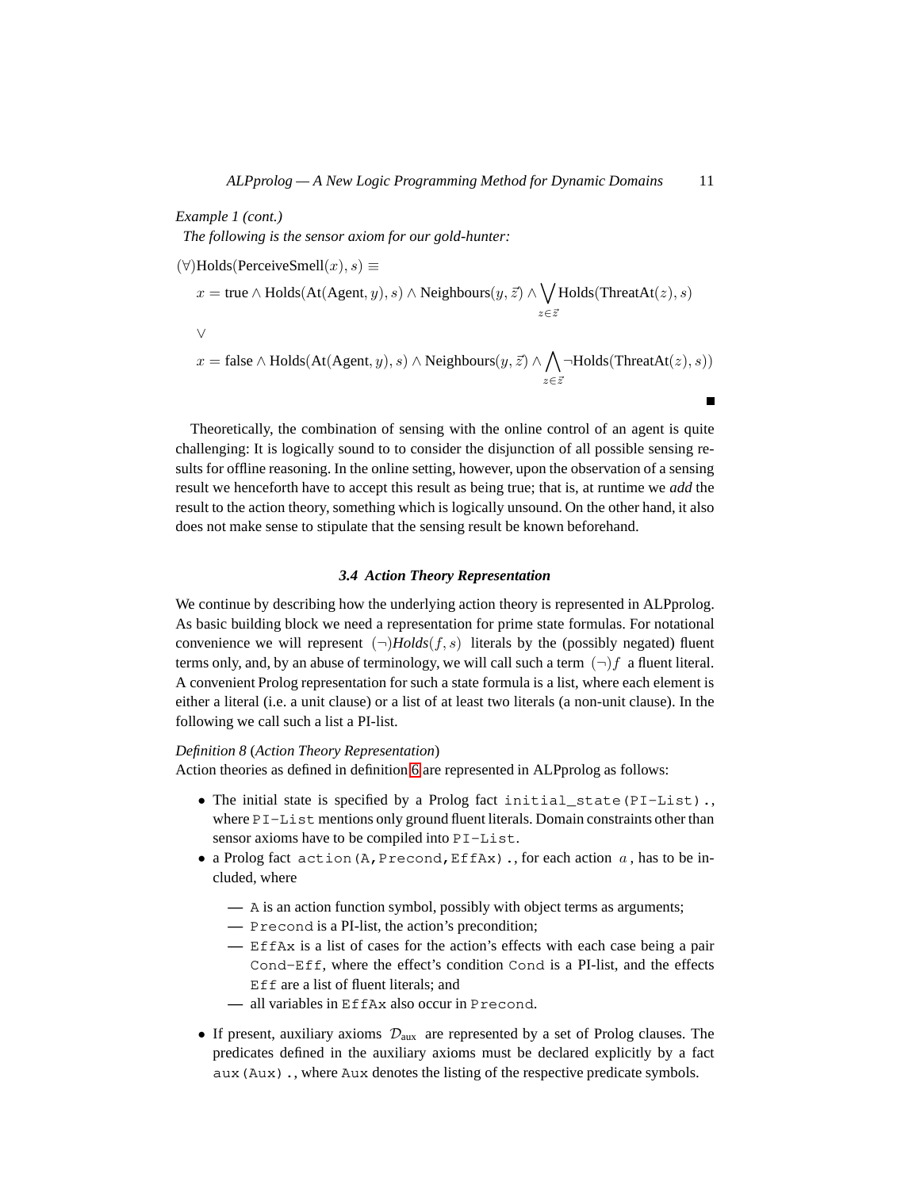*Example 1 (cont.)*
*The following is the sensor axiom for our gold-hunter:*

$$
\begin{aligned}
&(\forall)\text{Holds}(\text{PerceiveSmell}(x), s) \equiv \\
&\quad x = \text{true} \wedge \text{Holds}(\text{At}(\text{Agent}, y), s) \wedge \text{Neighbours}(y, \vec{z}) \wedge \bigvee_{z \in \vec{z}} \text{Holds}(\text{ThreatAt}(z), s) \\
&\quad \vee \\
&\quad x = \text{false} \wedge \text{Holds}(\text{At}(\text{Agent}, y), s) \wedge \text{Neighbours}(y, \vec{z}) \wedge \bigwedge_{z \in \vec{z}} \neg\text{Holds}(\text{ThreatAt}(z), s))
\end{aligned}
$$

■

Theoretically, the combination of sensing with the online control of an agent is quite challenging: It is logically sound to to consider the disjunction of all possible sensing results for offline reasoning. In the online setting, however, upon the observation of a sensing result we henceforth have to accept this result as being true; that is, at runtime we *add* the result to the action theory, something which is logically unsound. On the other hand, it also does not make sense to stipulate that the sensing result be known beforehand.

### 3.4 Action Theory Representation

We continue by describing how the underlying action theory is represented in ALPprolog. As basic building block we need a representation for prime state formulas. For notational convenience we will represent $(\neg)Holds(f, s)$ literals by the (possibly negated) fluent terms only, and, by an abuse of terminology, we will call such a term $(\neg)f$ a fluent literal. A convenient Prolog representation for such a state formula is a list, where each element is either a literal (i.e. a unit clause) or a list of at least two literals (a non-unit clause). In the following we call such a list a PI-list.

*Definition 8* (*Action Theory Representation*)
Action theories as defined in definition 6 are represented in ALPprolog as follows:

- The initial state is specified by a Prolog fact `initial_state(PI-List).`, where `PI-List` mentions only ground fluent literals. Domain constraints other than sensor axioms have to be compiled into `PI-List`.
- a Prolog fact `action(A,Precond,EffAx).`, for each action $a$, has to be included, where
  - — `A` is an action function symbol, possibly with object terms as arguments;
  - — `Precond` is a PI-list, the action's precondition;
  - — `EffAx` is a list of cases for the action's effects with each case being a pair `Cond-Eff`, where the effect's condition `Cond` is a PI-list, and the effects `Eff` are a list of fluent literals; and
  - — all variables in `EffAx` also occur in `Precond`.
- If present, auxiliary axioms $\mathcal{D}_{\text{aux}}$ are represented by a set of Prolog clauses. The predicates defined in the auxiliary axioms must be declared explicitly by a fact `aux(Aux).`, where `Aux` denotes the listing of the respective predicate symbols.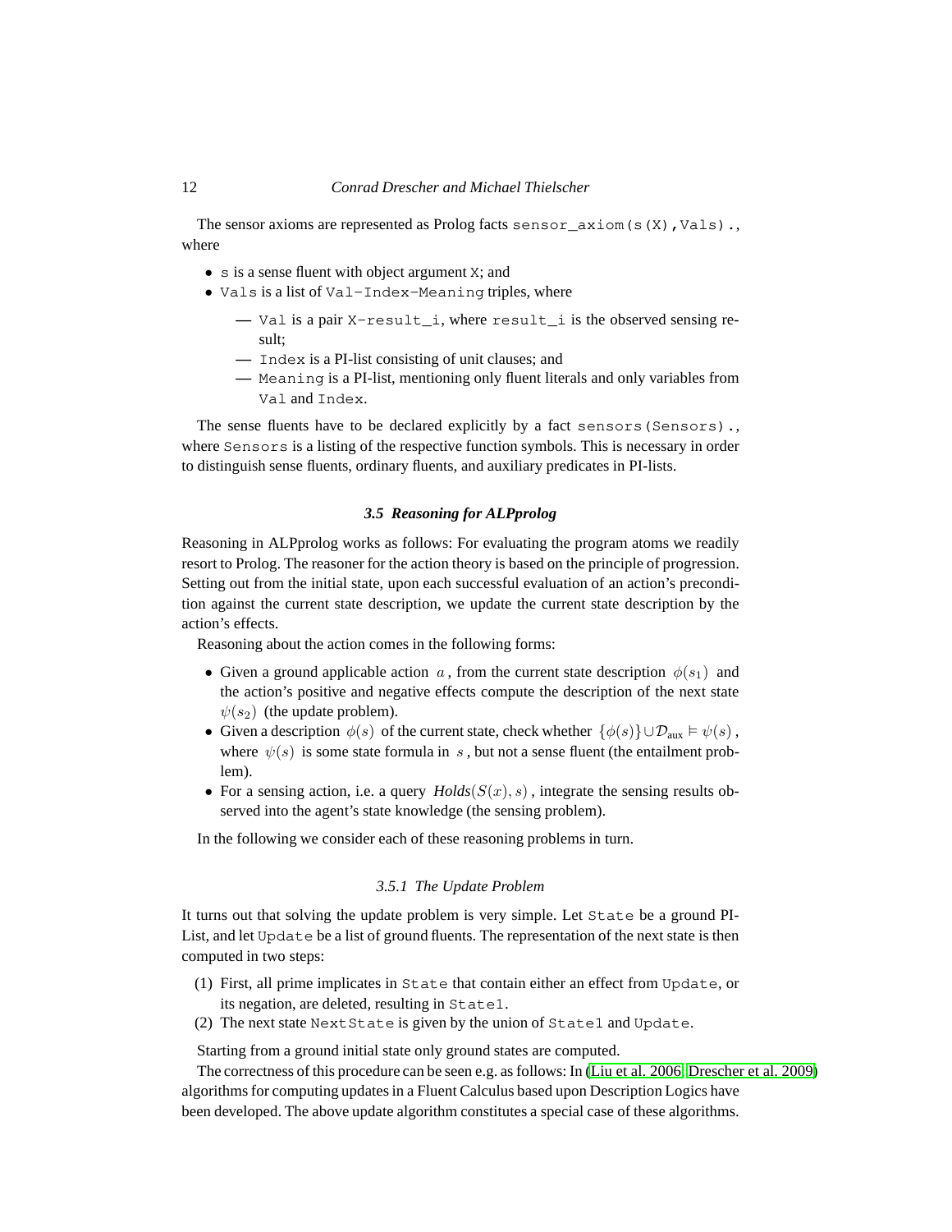The sensor axioms are represented as Prolog facts `sensor_axiom(s(X),Vals).`, where

- `s` is a sense fluent with object argument `X`; and
- `Vals` is a list of `Val-Index-Meaning` triples, where
  - — `Val` is a pair `X-result_i`, where `result_i` is the observed sensing result;
  - — `Index` is a PI-list consisting of unit clauses; and
  - — `Meaning` is a PI-list, mentioning only fluent literals and only variables from `Val` and `Index`.

The sense fluents have to be declared explicitly by a fact `sensors(Sensors).`, where `Sensors` is a listing of the respective function symbols. This is necessary in order to distinguish sense fluents, ordinary fluents, and auxiliary predicates in PI-lists.

### 3.5 Reasoning for ALPprolog

Reasoning in ALPprolog works as follows: For evaluating the program atoms we readily resort to Prolog. The reasoner for the action theory is based on the principle of progression. Setting out from the initial state, upon each successful evaluation of an action's precondition against the current state description, we update the current state description by the action's effects.

Reasoning about the action comes in the following forms:

- Given a ground applicable action $a$, from the current state description $\phi(s_1)$ and the action's positive and negative effects compute the description of the next state $\psi(s_2)$ (the update problem).
- Given a description $\phi(s)$ of the current state, check whether $\{\phi(s)\} \cup \mathcal{D}_{\text{aux}} \vDash \psi(s)$, where $\psi(s)$ is some state formula in $s$, but not a sense fluent (the entailment problem).
- For a sensing action, i.e. a query $\mathit{Holds}(S(x), s)$, integrate the sensing results observed into the agent's state knowledge (the sensing problem).

In the following we consider each of these reasoning problems in turn.

#### 3.5.1 The Update Problem

It turns out that solving the update problem is very simple. Let `State` be a ground PI-List, and let `Update` be a list of ground fluents. The representation of the next state is then computed in two steps:

1. First, all prime implicates in `State` that contain either an effect from `Update`, or its negation, are deleted, resulting in `State1`.
2. The next state `NextState` is given by the union of `State1` and `Update`.

Starting from a ground initial state only ground states are computed.

The correctness of this procedure can be seen e.g. as follows: In (Liu et al. 2006; Drescher et al. 2009) algorithms for computing updates in a Fluent Calculus based upon Description Logics have been developed. The above update algorithm constitutes a special case of these algorithms.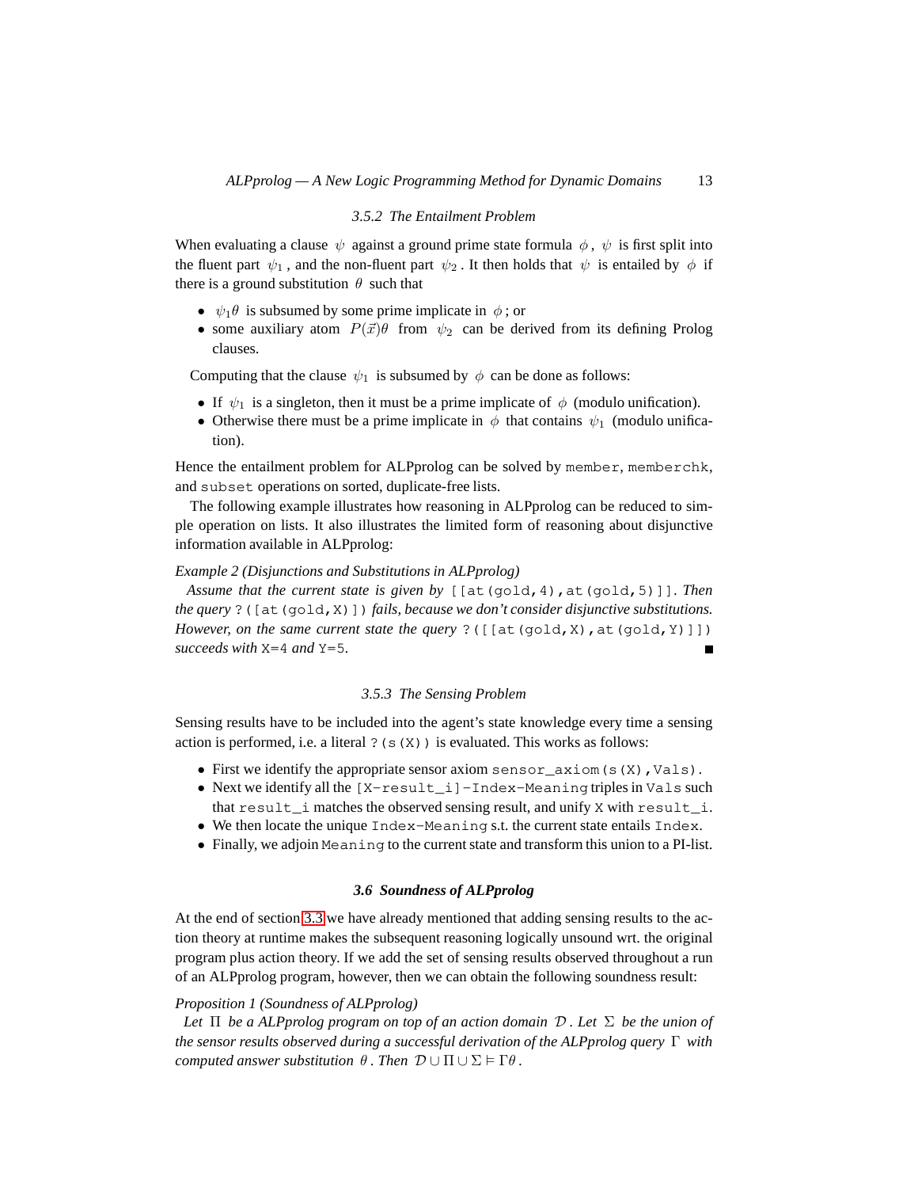#### 3.5.2 The Entailment Problem

When evaluating a clause $\psi$ against a ground prime state formula $\phi$, $\psi$ is first split into the fluent part $\psi_1$, and the non-fluent part $\psi_2$. It then holds that $\psi$ is entailed by $\phi$ if there is a ground substitution $\theta$ such that

- $\psi_1\theta$ is subsumed by some prime implicate in $\phi$; or
- some auxiliary atom $P(\vec{x})\theta$ from $\psi_2$ can be derived from its defining Prolog clauses.

Computing that the clause $\psi_1$ is subsumed by $\phi$ can be done as follows:

- If $\psi_1$ is a singleton, then it must be a prime implicate of $\phi$ (modulo unification).
- Otherwise there must be a prime implicate in $\phi$ that contains $\psi_1$ (modulo unification).

Hence the entailment problem for ALPprolog can be solved by `member`, `memberchk`, and `subset` operations on sorted, duplicate-free lists.

The following example illustrates how reasoning in ALPprolog can be reduced to simple operation on lists. It also illustrates the limited form of reasoning about disjunctive information available in ALPprolog:

*Example 2 (Disjunctions and Substitutions in ALPprolog)*
*Assume that the current state is given by* `[[at(gold,4),at(gold,5)]]`. *Then the query* `?([at(gold,X)])` *fails, because we don't consider disjunctive substitutions. However, on the same current state the query* `?([[at(gold,X),at(gold,Y)]])` *succeeds with* `X=4` *and* `Y=5`. ■

#### 3.5.3 The Sensing Problem

Sensing results have to be included into the agent's state knowledge every time a sensing action is performed, i.e. a literal `?(s(X))` is evaluated. This works as follows:

- First we identify the appropriate sensor axiom `sensor_axiom(s(X),Vals)`.
- Next we identify all the `[X-result_i]-Index-Meaning` triples in `Vals` such that `result_i` matches the observed sensing result, and unify `X` with `result_i`.
- We then locate the unique `Index-Meaning` s.t. the current state entails `Index`.
- Finally, we adjoin `Meaning` to the current state and transform this union to a PI-list.

### 3.6 Soundness of ALPprolog

At the end of section 3.3 we have already mentioned that adding sensing results to the action theory at runtime makes the subsequent reasoning logically unsound wrt. the original program plus action theory. If we add the set of sensing results observed throughout a run of an ALPprolog program, however, then we can obtain the following soundness result:

*Proposition 1 (Soundness of ALPprolog)*
*Let $\Pi$ be a ALPprolog program on top of an action domain $\mathcal{D}$. Let $\Sigma$ be the union of the sensor results observed during a successful derivation of the ALPprolog query $\Gamma$ with computed answer substitution $\theta$. Then $\mathcal{D} \cup \Pi \cup \Sigma \models \Gamma\theta$.*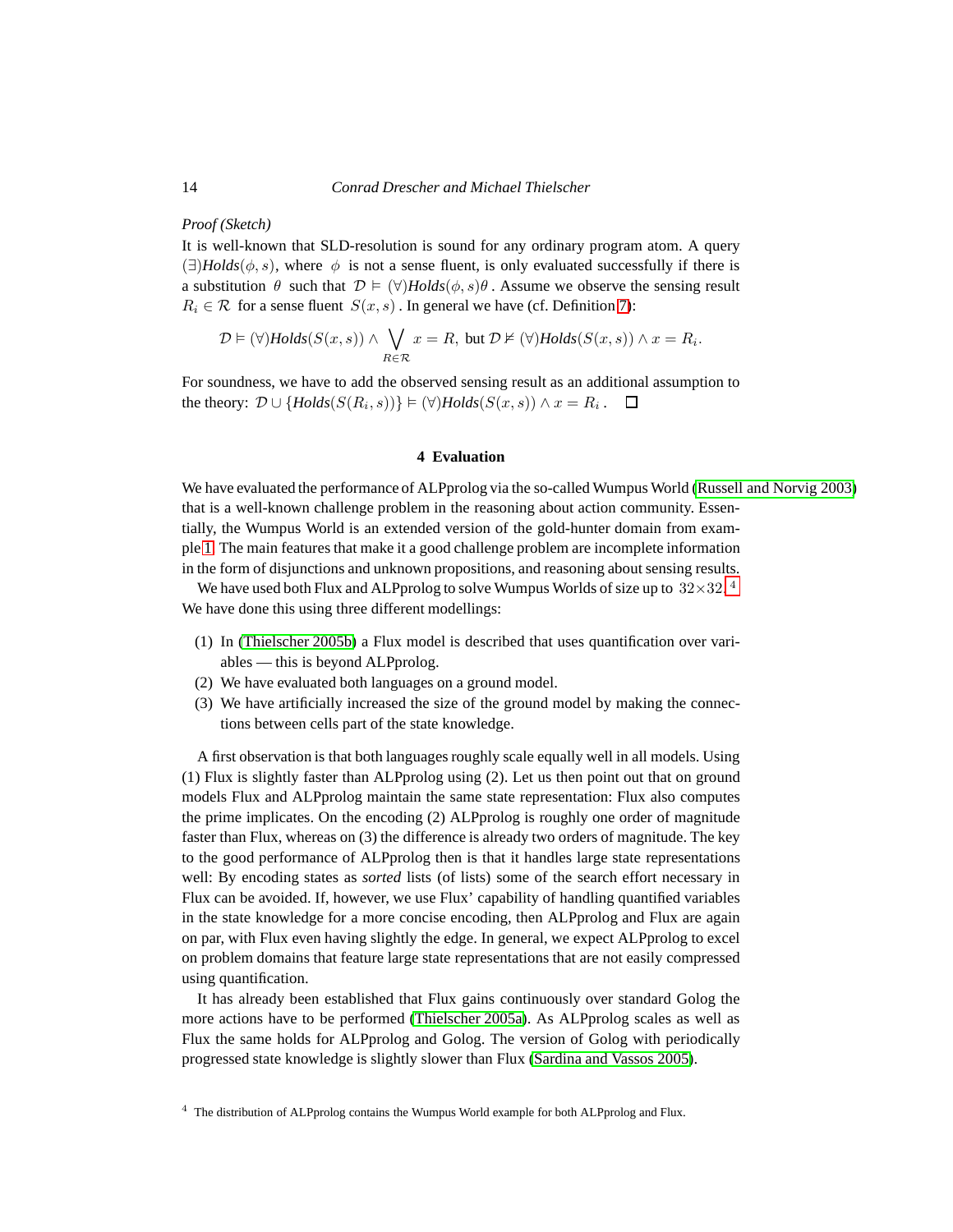*Proof (Sketch)*

It is well-known that SLD-resolution is sound for any ordinary program atom. A query $(\exists)\mathit{Holds}(\phi, s)$, where $\phi$ is not a sense fluent, is only evaluated successfully if there is a substitution $\theta$ such that $\mathcal{D} \models (\forall)\mathit{Holds}(\phi, s)\theta$. Assume we observe the sensing result $R_i \in \mathcal{R}$ for a sense fluent $S(x, s)$. In general we have (cf. Definition 7):

$$\mathcal{D} \models (\forall)\mathit{Holds}(S(x, s)) \wedge \bigvee_{R \in \mathcal{R}} x = R, \text{ but } \mathcal{D} \not\models (\forall)\mathit{Holds}(S(x, s)) \wedge x = R_i.$$

For soundness, we have to add the observed sensing result as an additional assumption to the theory: $\mathcal{D} \cup \{\mathit{Holds}(S(R_i, s))\} \models (\forall)\mathit{Holds}(S(x, s)) \wedge x = R_i$. □

## 4 Evaluation

We have evaluated the performance of ALPprolog via the so-called Wumpus World (Russell and Norvig 2003) that is a well-known challenge problem in the reasoning about action community. Essentially, the Wumpus World is an extended version of the gold-hunter domain from example 1. The main features that make it a good challenge problem are incomplete information in the form of disjunctions and unknown propositions, and reasoning about sensing results.

We have used both Flux and ALPprolog to solve Wumpus Worlds of size up to $32 \times 32$.[4] We have done this using three different modellings:

(1) In (Thielscher 2005b) a Flux model is described that uses quantification over variables — this is beyond ALPprolog.
(2) We have evaluated both languages on a ground model.
(3) We have artificially increased the size of the ground model by making the connections between cells part of the state knowledge.

A first observation is that both languages roughly scale equally well in all models. Using (1) Flux is slightly faster than ALPprolog using (2). Let us then point out that on ground models Flux and ALPprolog maintain the same state representation: Flux also computes the prime implicates. On the encoding (2) ALPprolog is roughly one order of magnitude faster than Flux, whereas on (3) the difference is already two orders of magnitude. The key to the good performance of ALPprolog then is that it handles large state representations well: By encoding states as *sorted* lists (of lists) some of the search effort necessary in Flux can be avoided. If, however, we use Flux' capability of handling quantified variables in the state knowledge for a more concise encoding, then ALPprolog and Flux are again on par, with Flux even having slightly the edge. In general, we expect ALPprolog to excel on problem domains that feature large state representations that are not easily compressed using quantification.

It has already been established that Flux gains continuously over standard Golog the more actions have to be performed (Thielscher 2005a). As ALPprolog scales as well as Flux the same holds for ALPprolog and Golog. The version of Golog with periodically progressed state knowledge is slightly slower than Flux (Sardina and Vassos 2005).

[4] The distribution of ALPprolog contains the Wumpus World example for both ALPprolog and Flux.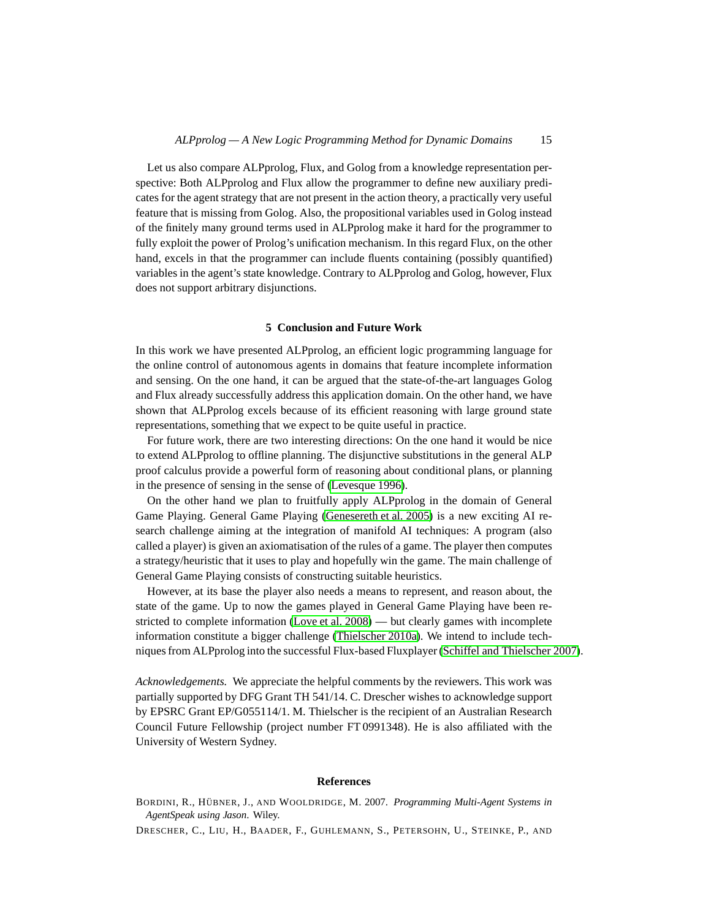Let us also compare ALPprolog, Flux, and Golog from a knowledge representation perspective: Both ALPprolog and Flux allow the programmer to define new auxiliary predicates for the agent strategy that are not present in the action theory, a practically very useful feature that is missing from Golog. Also, the propositional variables used in Golog instead of the finitely many ground terms used in ALPprolog make it hard for the programmer to fully exploit the power of Prolog's unification mechanism. In this regard Flux, on the other hand, excels in that the programmer can include fluents containing (possibly quantified) variables in the agent's state knowledge. Contrary to ALPprolog and Golog, however, Flux does not support arbitrary disjunctions.

## 5 Conclusion and Future Work

In this work we have presented ALPprolog, an efficient logic programming language for the online control of autonomous agents in domains that feature incomplete information and sensing. On the one hand, it can be argued that the state-of-the-art languages Golog and Flux already successfully address this application domain. On the other hand, we have shown that ALPprolog excels because of its efficient reasoning with large ground state representations, something that we expect to be quite useful in practice.

For future work, there are two interesting directions: On the one hand it would be nice to extend ALPprolog to offline planning. The disjunctive substitutions in the general ALP proof calculus provide a powerful form of reasoning about conditional plans, or planning in the presence of sensing in the sense of (Levesque 1996).

On the other hand we plan to fruitfully apply ALPprolog in the domain of General Game Playing. General Game Playing (Genesereth et al. 2005) is a new exciting AI research challenge aiming at the integration of manifold AI techniques: A program (also called a player) is given an axiomatisation of the rules of a game. The player then computes a strategy/heuristic that it uses to play and hopefully win the game. The main challenge of General Game Playing consists of constructing suitable heuristics.

However, at its base the player also needs a means to represent, and reason about, the state of the game. Up to now the games played in General Game Playing have been restricted to complete information (Love et al. 2008) — but clearly games with incomplete information constitute a bigger challenge (Thielscher 2010a). We intend to include techniques from ALPprolog into the successful Flux-based Fluxplayer (Schiffel and Thielscher 2007).

*Acknowledgements.* We appreciate the helpful comments by the reviewers. This work was partially supported by DFG Grant TH 541/14. C. Drescher wishes to acknowledge support by EPSRC Grant EP/G055114/1. M. Thielscher is the recipient of an Australian Research Council Future Fellowship (project number FT 0991348). He is also affiliated with the University of Western Sydney.

## References

BORDINI, R., HÜBNER, J., AND WOOLDRIDGE, M. 2007. *Programming Multi-Agent Systems in AgentSpeak using Jason.* Wiley.

DRESCHER, C., LIU, H., BAADER, F., GUHLEMANN, S., PETERSOHN, U., STEINKE, P., AND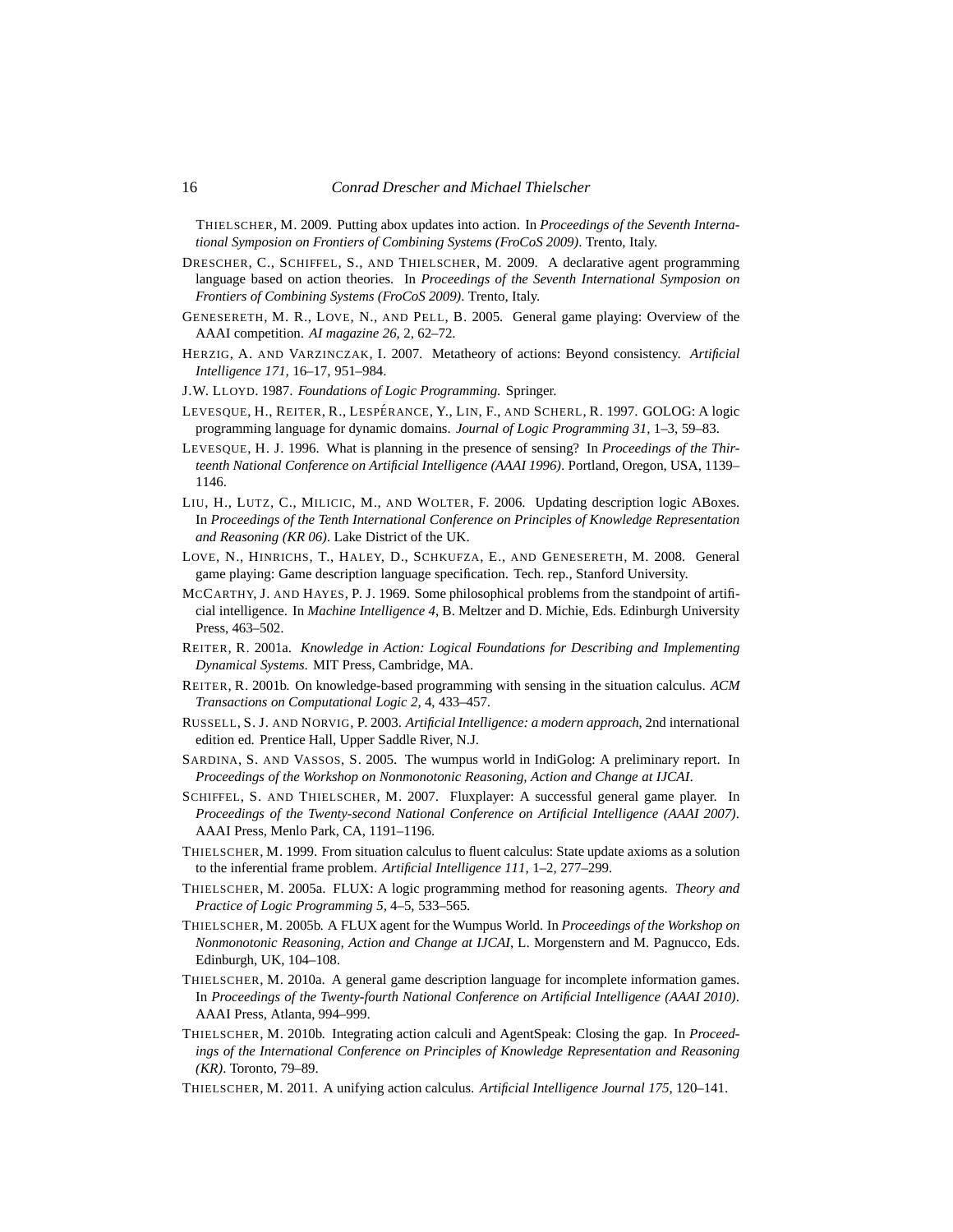THIELSCHER, M. 2009. Putting abox updates into action. In *Proceedings of the Seventh International Symposion on Frontiers of Combining Systems (FroCoS 2009)*. Trento, Italy.

DRESCHER, C., SCHIFFEL, S., AND THIELSCHER, M. 2009. A declarative agent programming language based on action theories. In *Proceedings of the Seventh International Symposion on Frontiers of Combining Systems (FroCoS 2009)*. Trento, Italy.

GENESERETH, M. R., LOVE, N., AND PELL, B. 2005. General game playing: Overview of the AAAI competition. *AI magazine 26,* 2, 62–72.

HERZIG, A. AND VARZINCZAK, I. 2007. Metatheory of actions: Beyond consistency. *Artificial Intelligence 171,* 16–17, 951–984.

J.W. LLOYD. 1987. *Foundations of Logic Programming.* Springer.

LEVESQUE, H., REITER, R., LESPÉRANCE, Y., LIN, F., AND SCHERL, R. 1997. GOLOG: A logic programming language for dynamic domains. *Journal of Logic Programming 31*, 1–3, 59–83.

LEVESQUE, H. J. 1996. What is planning in the presence of sensing? In *Proceedings of the Thirteenth National Conference on Artificial Intelligence (AAAI 1996)*. Portland, Oregon, USA, 1139–1146.

LIU, H., LUTZ, C., MILICIC, M., AND WOLTER, F. 2006. Updating description logic ABoxes. In *Proceedings of the Tenth International Conference on Principles of Knowledge Representation and Reasoning (KR 06)*. Lake District of the UK.

LOVE, N., HINRICHS, T., HALEY, D., SCHKUFZA, E., AND GENESERETH, M. 2008. General game playing: Game description language specification. Tech. rep., Stanford University.

MCCARTHY, J. AND HAYES, P. J. 1969. Some philosophical problems from the standpoint of artificial intelligence. In *Machine Intelligence 4*, B. Meltzer and D. Michie, Eds. Edinburgh University Press, 463–502.

REITER, R. 2001a. *Knowledge in Action: Logical Foundations for Describing and Implementing Dynamical Systems*. MIT Press, Cambridge, MA.

REITER, R. 2001b. On knowledge-based programming with sensing in the situation calculus. *ACM Transactions on Computational Logic 2,* 4, 433–457.

RUSSELL, S. J. AND NORVIG, P. 2003. *Artificial Intelligence: a modern approach*, 2nd international edition ed. Prentice Hall, Upper Saddle River, N.J.

SARDINA, S. AND VASSOS, S. 2005. The wumpus world in IndiGolog: A preliminary report. In *Proceedings of the Workshop on Nonmonotonic Reasoning, Action and Change at IJCAI*.

SCHIFFEL, S. AND THIELSCHER, M. 2007. Fluxplayer: A successful general game player. In *Proceedings of the Twenty-second National Conference on Artificial Intelligence (AAAI 2007)*. AAAI Press, Menlo Park, CA, 1191–1196.

THIELSCHER, M. 1999. From situation calculus to fluent calculus: State update axioms as a solution to the inferential frame problem. *Artificial Intelligence 111,* 1–2, 277–299.

THIELSCHER, M. 2005a. FLUX: A logic programming method for reasoning agents. *Theory and Practice of Logic Programming 5,* 4–5, 533–565.

THIELSCHER, M. 2005b. A FLUX agent for the Wumpus World. In *Proceedings of the Workshop on Nonmonotonic Reasoning, Action and Change at IJCAI*, L. Morgenstern and M. Pagnucco, Eds. Edinburgh, UK, 104–108.

THIELSCHER, M. 2010a. A general game description language for incomplete information games. In *Proceedings of the Twenty-fourth National Conference on Artificial Intelligence (AAAI 2010)*. AAAI Press, Atlanta, 994–999.

THIELSCHER, M. 2010b. Integrating action calculi and AgentSpeak: Closing the gap. In *Proceedings of the International Conference on Principles of Knowledge Representation and Reasoning (KR)*. Toronto, 79–89.

THIELSCHER, M. 2011. A unifying action calculus. *Artificial Intelligence Journal 175*, 120–141.